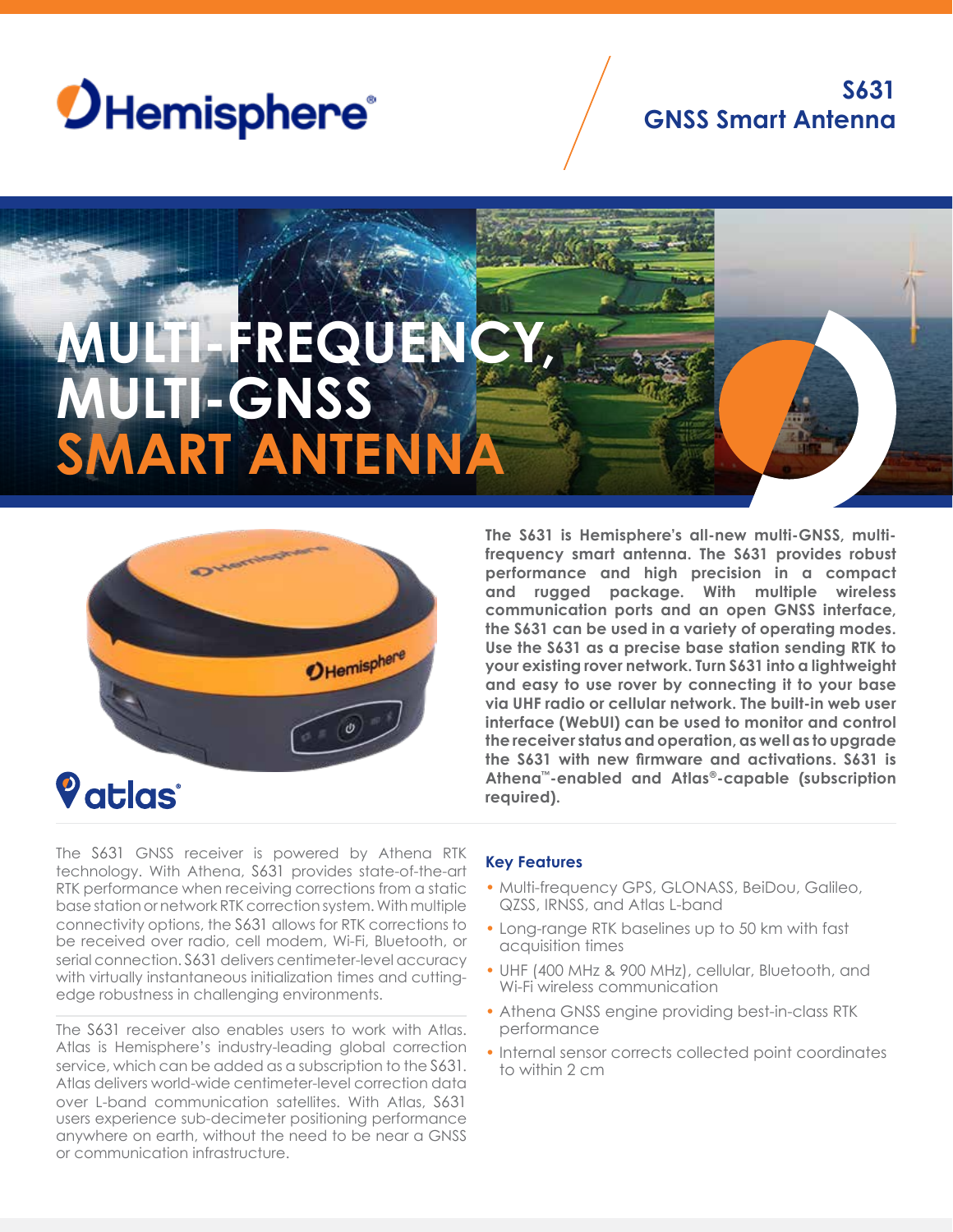Hemisphere

# S631 GNSS Smart Antenna

# MULTI-FREQUENCY, MULTI-GNSS SMART ANTENNA

atlas

**The S631 is Hemisphere's all-new multi-GNSS, multi-frequency smart antenna. The S631 provides robust performance and high precision in a compact and rugged package. With multiple wireless communication ports and an open GNSS interface, the S631 can be used in a variety of operating modes. Use the S631 as a precise base station sending RTK to your existing rover network. Turn S631 into a lightweight and easy to use rover by connecting it to your base via UHF radio or cellular network. The built-in web user interface (WebUI) can be used to monitor and control the receiver status and operation, as well as to upgrade the S631 with new firmware and activations. S631 is Athena™-enabled and Atlas®-capable (subscription required).**

The S631 GNSS receiver is powered by Athena RTK technology. With Athena, S631 provides state-of-the-art RTK performance when receiving corrections from a static base station or network RTK correction system. With multiple connectivity options, the S631 allows for RTK corrections to be received over radio, cell modem, Wi-Fi, Bluetooth, or serial connection. S631 delivers centimeter-level accuracy with virtually instantaneous initialization times and cutting-edge robustness in challenging environments.

The S631 receiver also enables users to work with Atlas. Atlas is Hemisphere's industry-leading global correction service, which can be added as a subscription to the S631. Atlas delivers world-wide centimeter-level correction data over L-band communication satellites. With Atlas, S631 users experience sub-decimeter positioning performance anywhere on earth, without the need to be near a GNSS or communication infrastructure.

## Key Features

- Multi-frequency GPS, GLONASS, BeiDou, Galileo, QZSS, IRNSS, and Atlas L-band
- Long-range RTK baselines up to 50 km with fast acquisition times
- UHF (400 MHz & 900 MHz), cellular, Bluetooth, and Wi-Fi wireless communication
- Athena GNSS engine providing best-in-class RTK performance
- Internal sensor corrects collected point coordinates to within 2 cm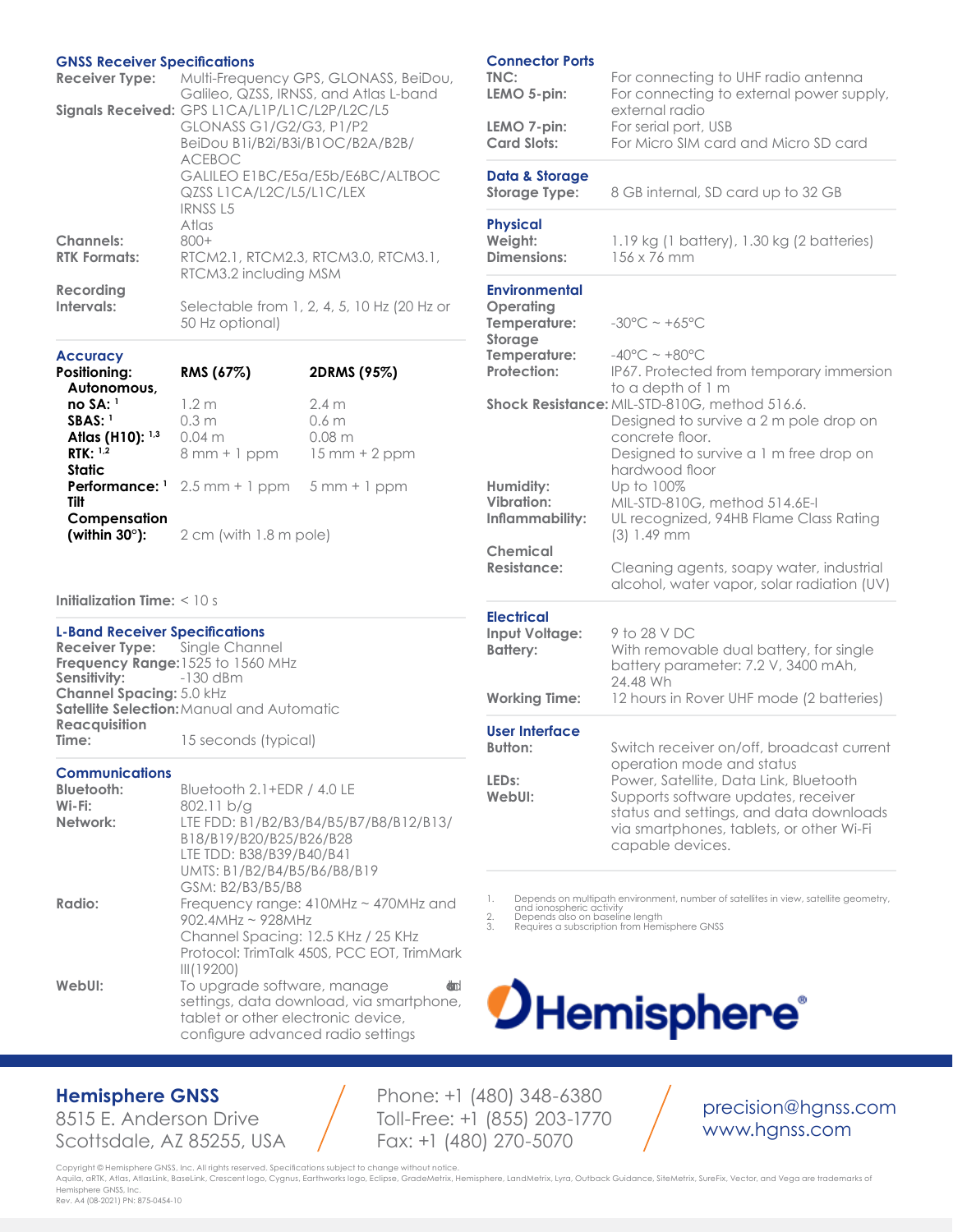## GNSS Receiver Specifications

| | |
|---|---|
| **Receiver Type:** | Multi-Frequency GPS, GLONASS, BeiDou, Galileo, QZSS, IRNSS, and Atlas L-band |
| **Signals Received:** | GPS L1CA/L1P/L1C/L2P/L2C/L5<br>GLONASS G1/G2/G3, P1/P2<br>BeiDou B1i/B2i/B3i/B1OC/B2A/B2B/ACEBOC<br>GALILEO E1BC/E5a/E5b/E6BC/ALTBOC<br>QZSS L1CA/L2C/L5/L1C/LEX<br>IRNSS L5<br>Atlas |
| **Channels:** | 800+ |
| **RTK Formats:** | RTCM2.1, RTCM2.3, RTCM3.0, RTCM3.1, RTCM3.2 including MSM |
| **Recording Intervals:** | Selectable from 1, 2, 4, 5, 10 Hz (20 Hz or 50 Hz optional) |

## Accuracy

| Positioning: | RMS (67%) | 2DRMS (95%) |
|---|---|---|
| **Autonomous, no SA:** [1] | 1.2 m | 2.4 m |
| **SBAS:** [1] | 0.3 m | 0.6 m |
| **Atlas (H10):** [1,3] | 0.04 m | 0.08 m |
| **RTK:** [1,2] | 8 mm + 1 ppm | 15 mm + 2 ppm |
| **Static Performance:** [1] | 2.5 mm + 1 ppm | 5 mm + 1 ppm |
| **Tilt Compensation (within 30°):** | 2 cm (with 1.8 m pole) | |

**Initialization Time:** < 10 s

## L-Band Receiver Specifications

| | |
|---|---|
| **Receiver Type:** | Single Channel |
| **Frequency Range:** | 1525 to 1560 MHz |
| **Sensitivity:** | -130 dBm |
| **Channel Spacing:** | 5.0 kHz |
| **Satellite Selection:** | Manual and Automatic |
| **Reacquisition Time:** | 15 seconds (typical) |

## Communications

| | |
|---|---|
| **Bluetooth:** | Bluetooth 2.1+EDR / 4.0 LE |
| **Wi-Fi:** | 802.11 b/g |
| **Network:** | LTE FDD: B1/B2/B3/B4/B5/B7/B8/B12/B13/B18/B19/B20/B25/B26/B28<br>LTE TDD: B38/B39/B40/B41<br>UMTS: B1/B2/B4/B5/B6/B8/B19<br>GSM: B2/B3/B5/B8 |
| **Radio:** | Frequency range: 410MHz ~ 470MHz and 902.4MHz ~ 928MHz<br>Channel Spacing: 12.5 KHz / 25 KHz<br>Protocol: TrimTalk 450S, PCC EOT, TrimMark III(19200) |
| **WebUI:** | To upgrade software, manage and settings, data download, via smartphone, tablet or other electronic device, configure advanced radio settings |

## Connector Ports

| | |
|---|---|
| **TNC:** | For connecting to UHF radio antenna |
| **LEMO 5-pin:** | For connecting to external power supply, external radio |
| **LEMO 7-pin:** | For serial port, USB |
| **Card Slots:** | For Micro SIM card and Micro SD card |

## Data & Storage

| | |
|---|---|
| **Storage Type:** | 8 GB internal, SD card up to 32 GB |

## Physical

| | |
|---|---|
| **Weight:** | 1.19 kg (1 battery), 1.30 kg (2 batteries) |
| **Dimensions:** | 156 x 76 mm |

## Environmental

| | |
|---|---|
| **Operating Temperature:** | -30°C ~ +65°C |
| **Storage Temperature:** | -40°C ~ +80°C |
| **Protection:** | IP67. Protected from temporary immersion to a depth of 1 m |
| **Shock Resistance:** | MIL-STD-810G, method 516.6.<br>Designed to survive a 2 m pole drop on concrete floor.<br>Designed to survive a 1 m free drop on hardwood floor |
| **Humidity:** | Up to 100% |
| **Vibration:** | MIL-STD-810G, method 514.6E-I |
| **Inflammability:** | UL recognized, 94HB Flame Class Rating (3) 1.49 mm |
| **Chemical Resistance:** | Cleaning agents, soapy water, industrial alcohol, water vapor, solar radiation (UV) |

## Electrical

| | |
|---|---|
| **Input Voltage:** | 9 to 28 V DC |
| **Battery:** | With removable dual battery, for single battery parameter: 7.2 V, 3400 mAh, 24.48 Wh |
| **Working Time:** | 12 hours in Rover UHF mode (2 batteries) |

## User Interface

| | |
|---|---|
| **Button:** | Switch receiver on/off, broadcast current operation mode and status |
| **LEDs:** | Power, Satellite, Data Link, Bluetooth |
| **WebUI:** | Supports software updates, receiver status and settings, and data downloads via smartphones, tablets, or other Wi-Fi capable devices. |

1. Depends on multipath environment, number of satellites in view, satellite geometry, and ionospheric activity
2. Depends also on baseline length
3. Requires a subscription from Hemisphere GNSS

**Hemisphere GNSS**
8515 E. Anderson Drive
Scottsdale, AZ 85255, USA

Phone: +1 (480) 348-6380
Toll-Free: +1 (855) 203-1770
Fax: +1 (480) 270-5070

precision@hgnss.com
www.hgnss.com

Copyright © Hemisphere GNSS, Inc. All rights reserved. Specifications subject to change without notice.
Aquila, aRTK, Atlas, AtlasLink, BaseLink, Crescent logo, Cygnus, Earthworks logo, Eclipse, GradeMetrix, Hemisphere, LandMetrix, Lyra, Outback Guidance, SiteMetrix, SureFix, Vector, and Vega are trademarks of Hemisphere GNSS, Inc.
Rev. A4 (08-2021) PN: 875-0454-10